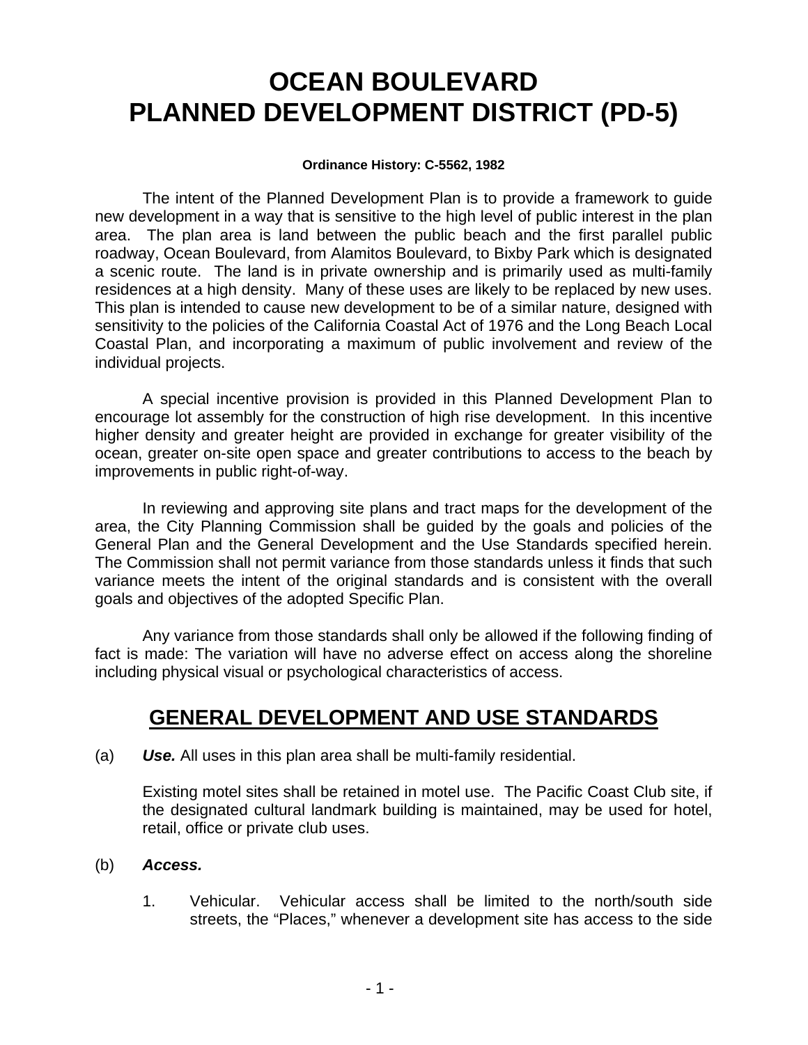# OCEAN BOULEVARD PLANNED DEVELOPMENT DISTRICT (PD-5)

**Ordinance History: C-5562, 1982**

The intent of the Planned Development Plan is to provide a framework to guide new development in a way that is sensitive to the high level of public interest in the plan area. The plan area is land between the public beach and the first parallel public roadway, Ocean Boulevard, from Alamitos Boulevard, to Bixby Park which is designated a scenic route. The land is in private ownership and is primarily used as multi-family residences at a high density. Many of these uses are likely to be replaced by new uses. This plan is intended to cause new development to be of a similar nature, designed with sensitivity to the policies of the California Coastal Act of 1976 and the Long Beach Local Coastal Plan, and incorporating a maximum of public involvement and review of the individual projects.

A special incentive provision is provided in this Planned Development Plan to encourage lot assembly for the construction of high rise development. In this incentive higher density and greater height are provided in exchange for greater visibility of the ocean, greater on-site open space and greater contributions to access to the beach by improvements in public right-of-way.

In reviewing and approving site plans and tract maps for the development of the area, the City Planning Commission shall be guided by the goals and policies of the General Plan and the General Development and the Use Standards specified herein. The Commission shall not permit variance from those standards unless it finds that such variance meets the intent of the original standards and is consistent with the overall goals and objectives of the adopted Specific Plan.

Any variance from those standards shall only be allowed if the following finding of fact is made: The variation will have no adverse effect on access along the shoreline including physical visual or psychological characteristics of access.

## GENERAL DEVELOPMENT AND USE STANDARDS

(a) ***Use.*** All uses in this plan area shall be multi-family residential.

Existing motel sites shall be retained in motel use. The Pacific Coast Club site, if the designated cultural landmark building is maintained, may be used for hotel, retail, office or private club uses.

(b) ***Access.***

1. Vehicular. Vehicular access shall be limited to the north/south side streets, the “Places,” whenever a development site has access to the side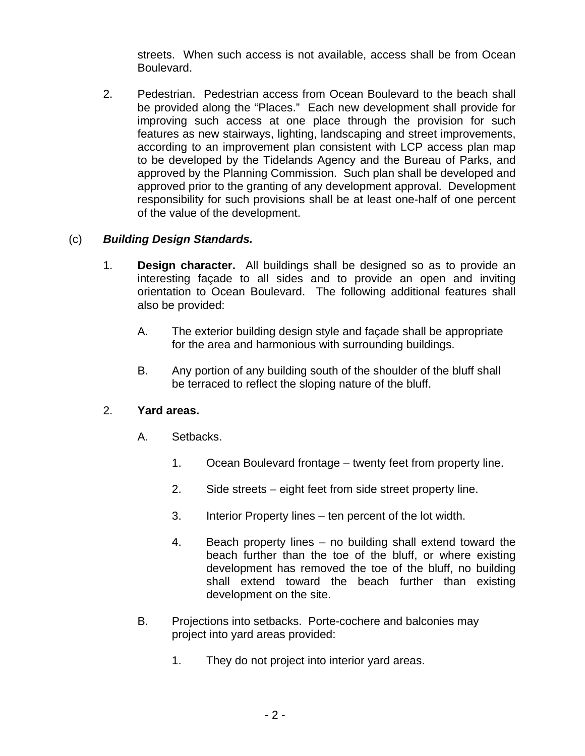streets. When such access is not available, access shall be from Ocean Boulevard.

2. Pedestrian. Pedestrian access from Ocean Boulevard to the beach shall be provided along the "Places." Each new development shall provide for improving such access at one place through the provision for such features as new stairways, lighting, landscaping and street improvements, according to an improvement plan consistent with LCP access plan map to be developed by the Tidelands Agency and the Bureau of Parks, and approved by the Planning Commission. Such plan shall be developed and approved prior to the granting of any development approval. Development responsibility for such provisions shall be at least one-half of one percent of the value of the development.

(c) ***Building Design Standards.***

1. **Design character.** All buildings shall be designed so as to provide an interesting façade to all sides and to provide an open and inviting orientation to Ocean Boulevard. The following additional features shall also be provided:

   A. The exterior building design style and façade shall be appropriate for the area and harmonious with surrounding buildings.

   B. Any portion of any building south of the shoulder of the bluff shall be terraced to reflect the sloping nature of the bluff.

2. **Yard areas.**

   A. Setbacks.

      1. Ocean Boulevard frontage – twenty feet from property line.

      2. Side streets – eight feet from side street property line.

      3. Interior Property lines – ten percent of the lot width.

      4. Beach property lines – no building shall extend toward the beach further than the toe of the bluff, or where existing development has removed the toe of the bluff, no building shall extend toward the beach further than existing development on the site.

   B. Projections into setbacks. Porte-cochere and balconies may project into yard areas provided:

      1. They do not project into interior yard areas.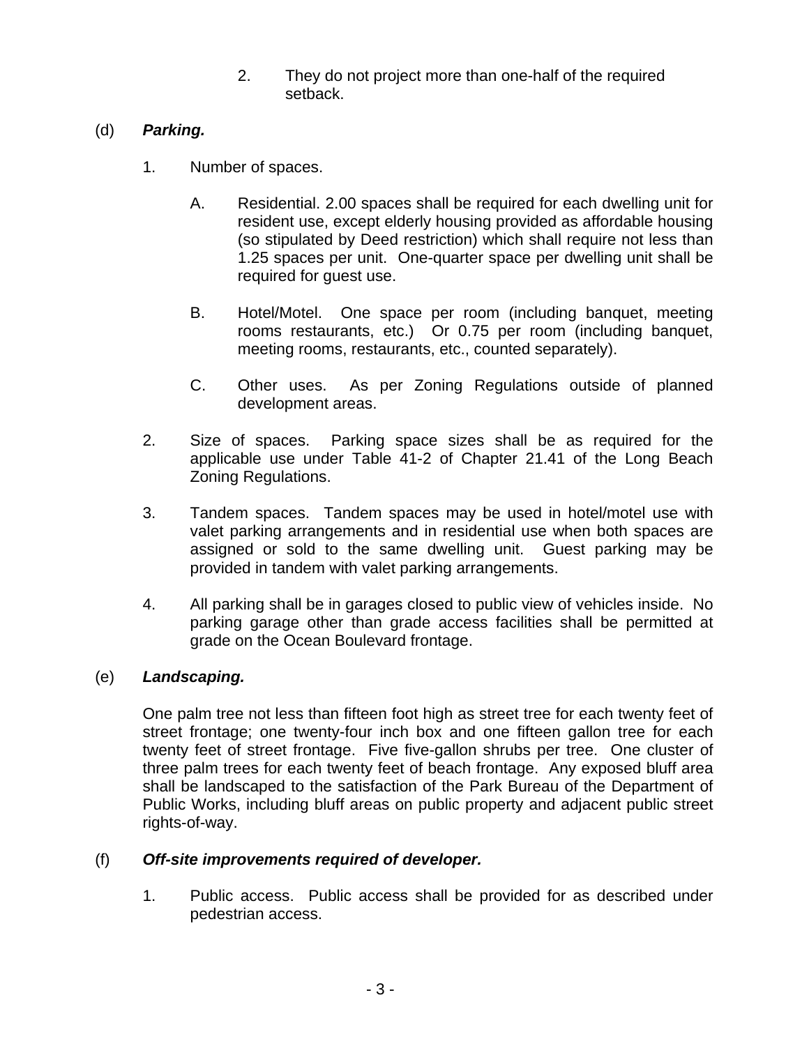2. They do not project more than one-half of the required setback.

(d) ***Parking.***

1. Number of spaces.

   A. Residential. 2.00 spaces shall be required for each dwelling unit for resident use, except elderly housing provided as affordable housing (so stipulated by Deed restriction) which shall require not less than 1.25 spaces per unit. One-quarter space per dwelling unit shall be required for guest use.

   B. Hotel/Motel. One space per room (including banquet, meeting rooms restaurants, etc.) Or 0.75 per room (including banquet, meeting rooms, restaurants, etc., counted separately).

   C. Other uses. As per Zoning Regulations outside of planned development areas.

2. Size of spaces. Parking space sizes shall be as required for the applicable use under Table 41-2 of Chapter 21.41 of the Long Beach Zoning Regulations.

3. Tandem spaces. Tandem spaces may be used in hotel/motel use with valet parking arrangements and in residential use when both spaces are assigned or sold to the same dwelling unit. Guest parking may be provided in tandem with valet parking arrangements.

4. All parking shall be in garages closed to public view of vehicles inside. No parking garage other than grade access facilities shall be permitted at grade on the Ocean Boulevard frontage.

(e) ***Landscaping.***

One palm tree not less than fifteen foot high as street tree for each twenty feet of street frontage; one twenty-four inch box and one fifteen gallon tree for each twenty feet of street frontage. Five five-gallon shrubs per tree. One cluster of three palm trees for each twenty feet of beach frontage. Any exposed bluff area shall be landscaped to the satisfaction of the Park Bureau of the Department of Public Works, including bluff areas on public property and adjacent public street rights-of-way.

(f) ***Off-site improvements required of developer.***

1. Public access. Public access shall be provided for as described under pedestrian access.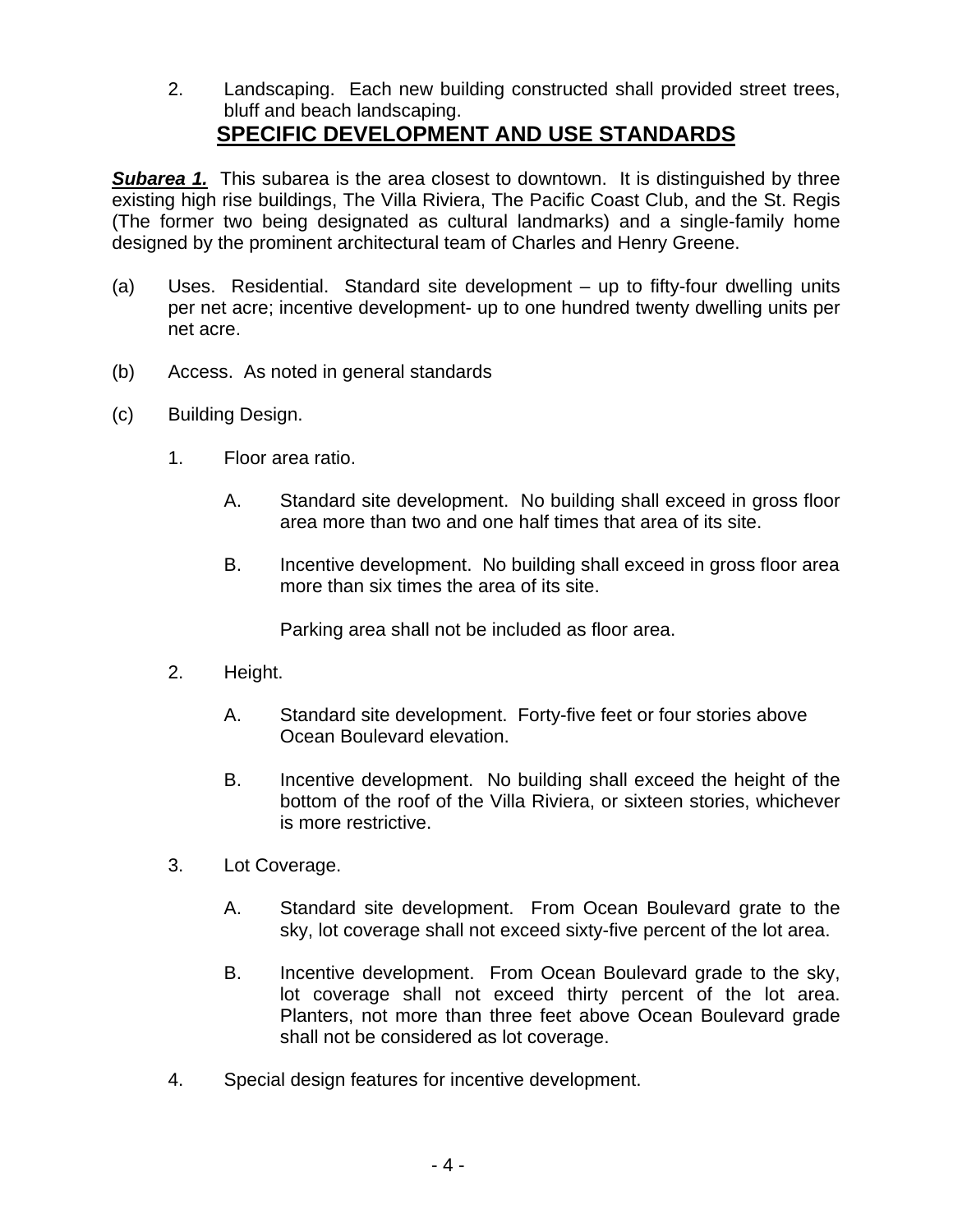2. Landscaping. Each new building constructed shall provided street trees, bluff and beach landscaping.

## SPECIFIC DEVELOPMENT AND USE STANDARDS

***Subarea 1.*** This subarea is the area closest to downtown. It is distinguished by three existing high rise buildings, The Villa Riviera, The Pacific Coast Club, and the St. Regis (The former two being designated as cultural landmarks) and a single-family home designed by the prominent architectural team of Charles and Henry Greene.

(a) Uses. Residential. Standard site development – up to fifty-four dwelling units per net acre; incentive development- up to one hundred twenty dwelling units per net acre.

(b) Access. As noted in general standards

(c) Building Design.

1. Floor area ratio.

   A. Standard site development. No building shall exceed in gross floor area more than two and one half times that area of its site.

   B. Incentive development. No building shall exceed in gross floor area more than six times the area of its site.

   Parking area shall not be included as floor area.

2. Height.

   A. Standard site development. Forty-five feet or four stories above Ocean Boulevard elevation.

   B. Incentive development. No building shall exceed the height of the bottom of the roof of the Villa Riviera, or sixteen stories, whichever is more restrictive.

3. Lot Coverage.

   A. Standard site development. From Ocean Boulevard grate to the sky, lot coverage shall not exceed sixty-five percent of the lot area.

   B. Incentive development. From Ocean Boulevard grade to the sky, lot coverage shall not exceed thirty percent of the lot area. Planters, not more than three feet above Ocean Boulevard grade shall not be considered as lot coverage.

4. Special design features for incentive development.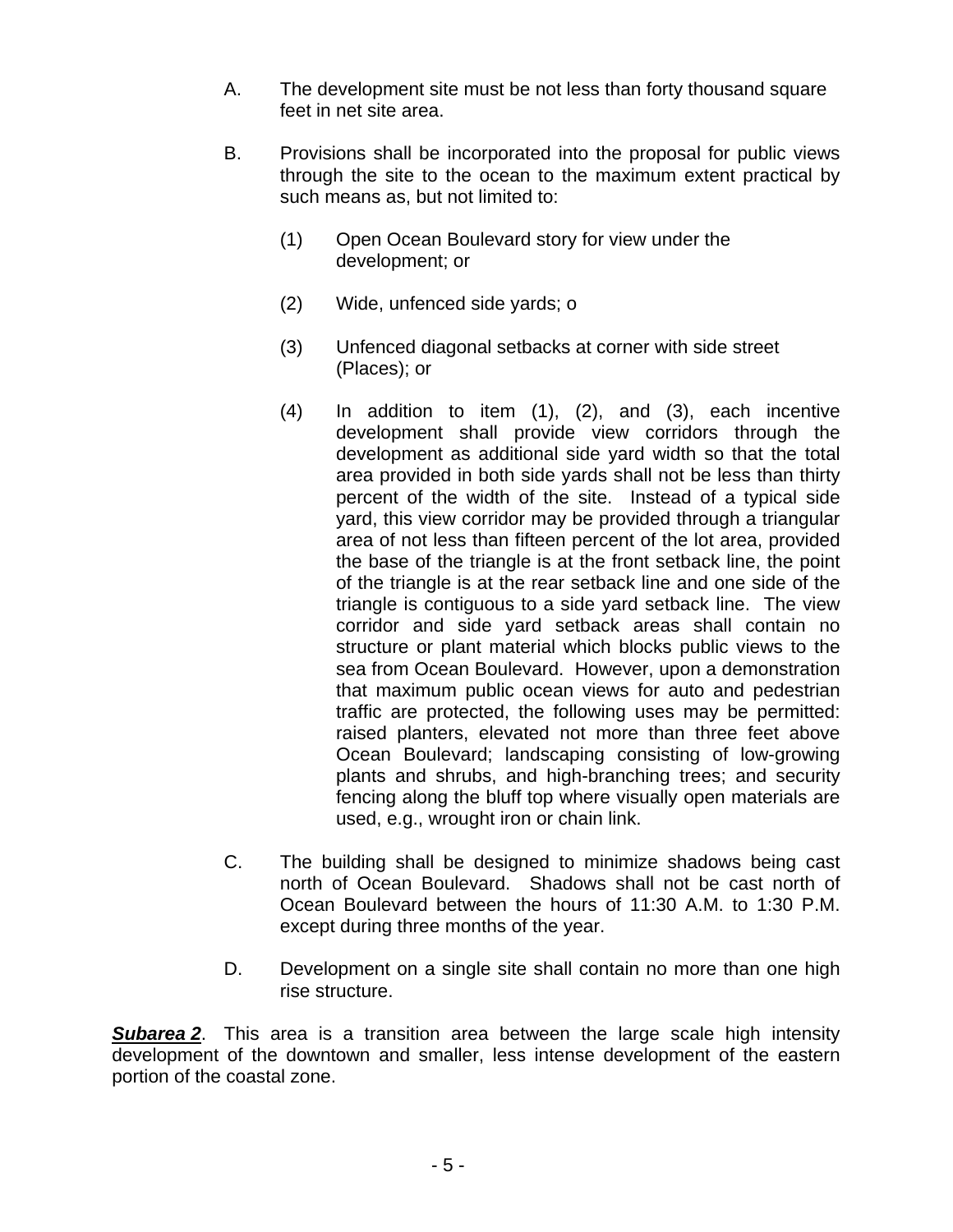A. The development site must be not less than forty thousand square feet in net site area.

B. Provisions shall be incorporated into the proposal for public views through the site to the ocean to the maximum extent practical by such means as, but not limited to:

   (1) Open Ocean Boulevard story for view under the development; or

   (2) Wide, unfenced side yards; o

   (3) Unfenced diagonal setbacks at corner with side street (Places); or

   (4) In addition to item (1), (2), and (3), each incentive development shall provide view corridors through the development as additional side yard width so that the total area provided in both side yards shall not be less than thirty percent of the width of the site. Instead of a typical side yard, this view corridor may be provided through a triangular area of not less than fifteen percent of the lot area, provided the base of the triangle is at the front setback line, the point of the triangle is at the rear setback line and one side of the triangle is contiguous to a side yard setback line. The view corridor and side yard setback areas shall contain no structure or plant material which blocks public views to the sea from Ocean Boulevard. However, upon a demonstration that maximum public ocean views for auto and pedestrian traffic are protected, the following uses may be permitted: raised planters, elevated not more than three feet above Ocean Boulevard; landscaping consisting of low-growing plants and shrubs, and high-branching trees; and security fencing along the bluff top where visually open materials are used, e.g., wrought iron or chain link.

C. The building shall be designed to minimize shadows being cast north of Ocean Boulevard. Shadows shall not be cast north of Ocean Boulevard between the hours of 11:30 A.M. to 1:30 P.M. except during three months of the year.

D. Development on a single site shall contain no more than one high rise structure.

***Subarea 2***. This area is a transition area between the large scale high intensity development of the downtown and smaller, less intense development of the eastern portion of the coastal zone.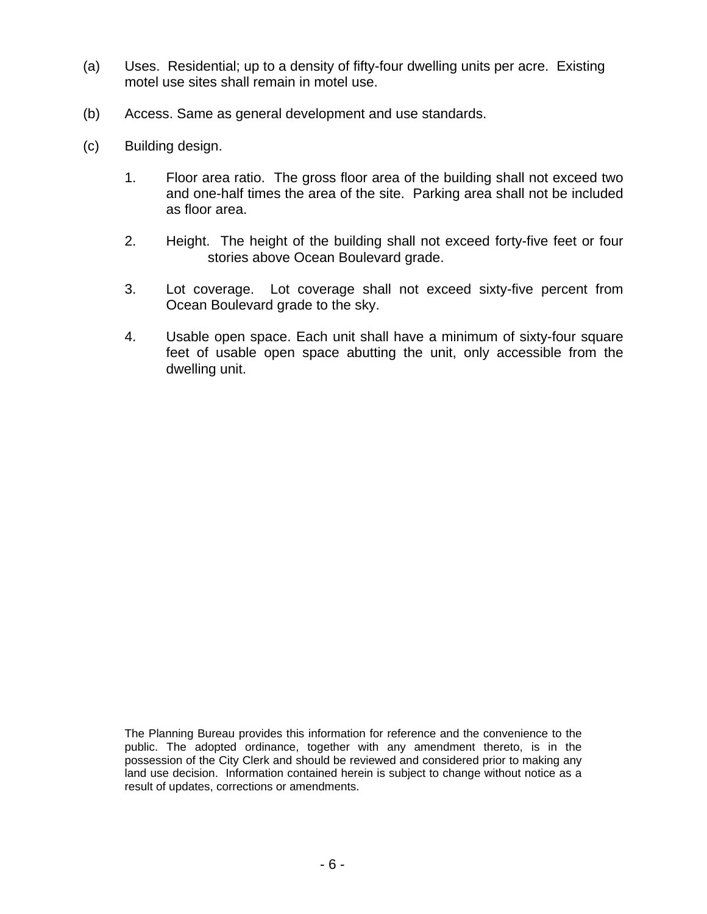(a) Uses. Residential; up to a density of fifty-four dwelling units per acre. Existing motel use sites shall remain in motel use.

(b) Access. Same as general development and use standards.

(c) Building design.

1. Floor area ratio. The gross floor area of the building shall not exceed two and one-half times the area of the site. Parking area shall not be included as floor area.

2. Height. The height of the building shall not exceed forty-five feet or four stories above Ocean Boulevard grade.

3. Lot coverage. Lot coverage shall not exceed sixty-five percent from Ocean Boulevard grade to the sky.

4. Usable open space. Each unit shall have a minimum of sixty-four square feet of usable open space abutting the unit, only accessible from the dwelling unit.

The Planning Bureau provides this information for reference and the convenience to the public. The adopted ordinance, together with any amendment thereto, is in the possession of the City Clerk and should be reviewed and considered prior to making any land use decision. Information contained herein is subject to change without notice as a result of updates, corrections or amendments.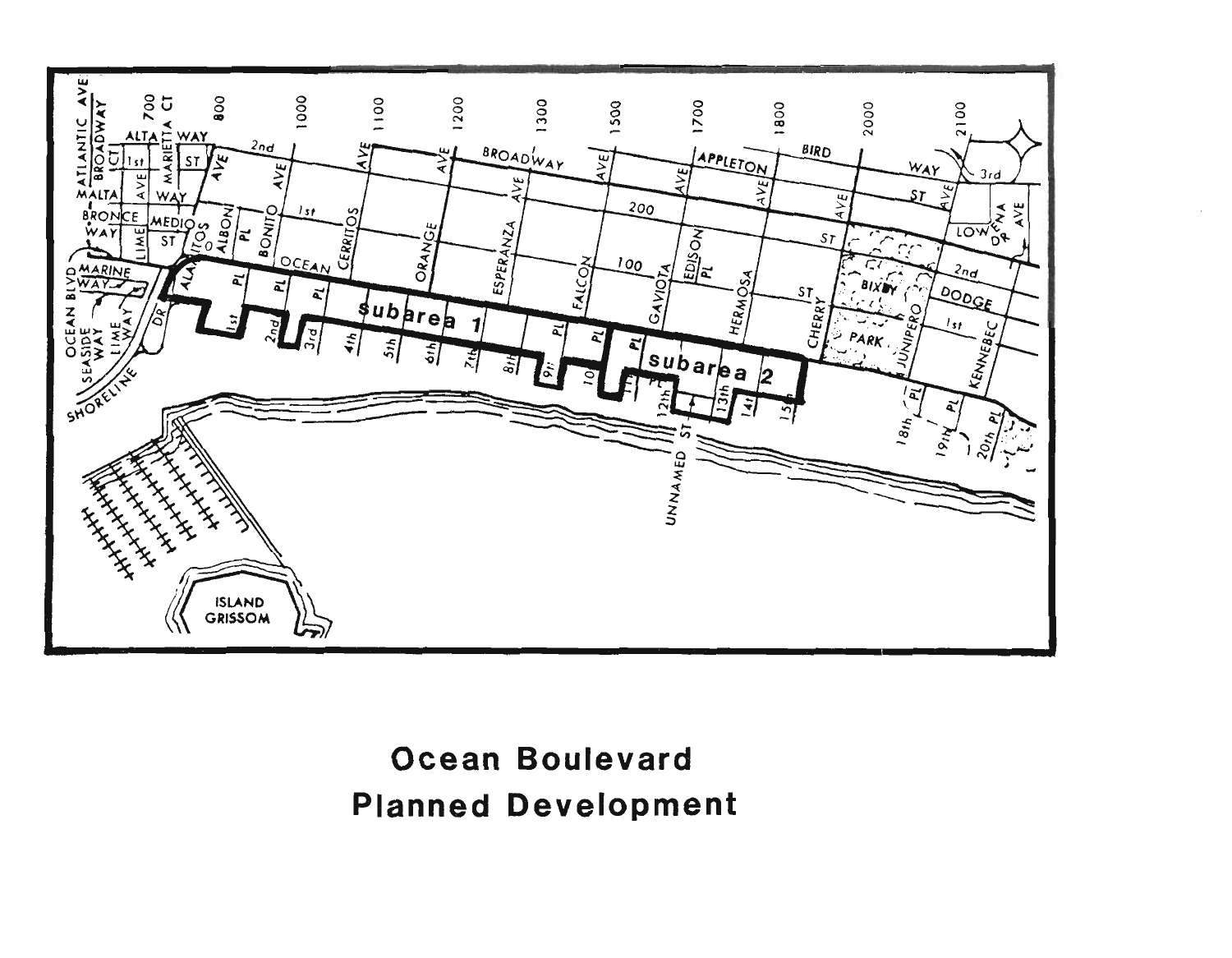**Ocean Boulevard**
**Planned Development**